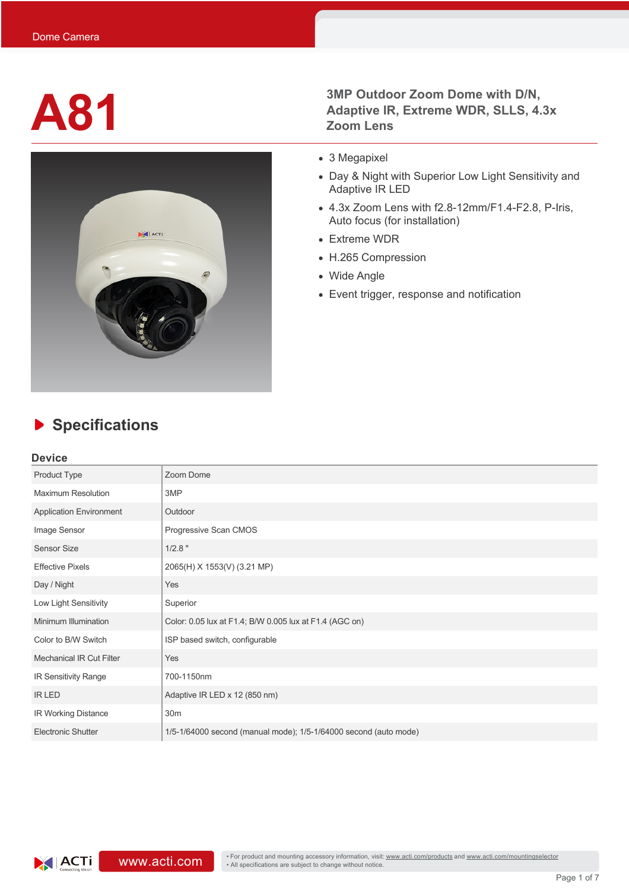Dome Camera

# A81

## 3MP Outdoor Zoom Dome with D/N, Adaptive IR, Extreme WDR, SLLS, 4.3x Zoom Lens

- 3 Megapixel
- Day & Night with Superior Low Light Sensitivity and Adaptive IR LED
- 4.3x Zoom Lens with f2.8-12mm/F1.4-F2.8, P-Iris, Auto focus (for installation)
- Extreme WDR
- H.265 Compression
- Wide Angle
- Event trigger, response and notification

## Specifications

### Device

| | |
|---|---|
| Product Type | Zoom Dome |
| Maximum Resolution | 3MP |
| Application Environment | Outdoor |
| Image Sensor | Progressive Scan CMOS |
| Sensor Size | 1/2.8 " |
| Effective Pixels | 2065(H) X 1553(V) (3.21 MP) |
| Day / Night | Yes |
| Low Light Sensitivity | Superior |
| Minimum Illumination | Color: 0.05 lux at F1.4; B/W 0.005 lux at F1.4 (AGC on) |
| Color to B/W Switch | ISP based switch, configurable |
| Mechanical IR Cut Filter | Yes |
| IR Sensitivity Range | 700-1150nm |
| IR LED | Adaptive IR LED x 12 (850 nm) |
| IR Working Distance | 30m |
| Electronic Shutter | 1/5-1/64000 second (manual mode); 1/5-1/64000 second (auto mode) |

ACTi Connecting Vision www.acti.com

- For product and mounting accessory information, visit: www.acti.com/products and www.acti.com/mountingselector
- All specifications are subject to change without notice.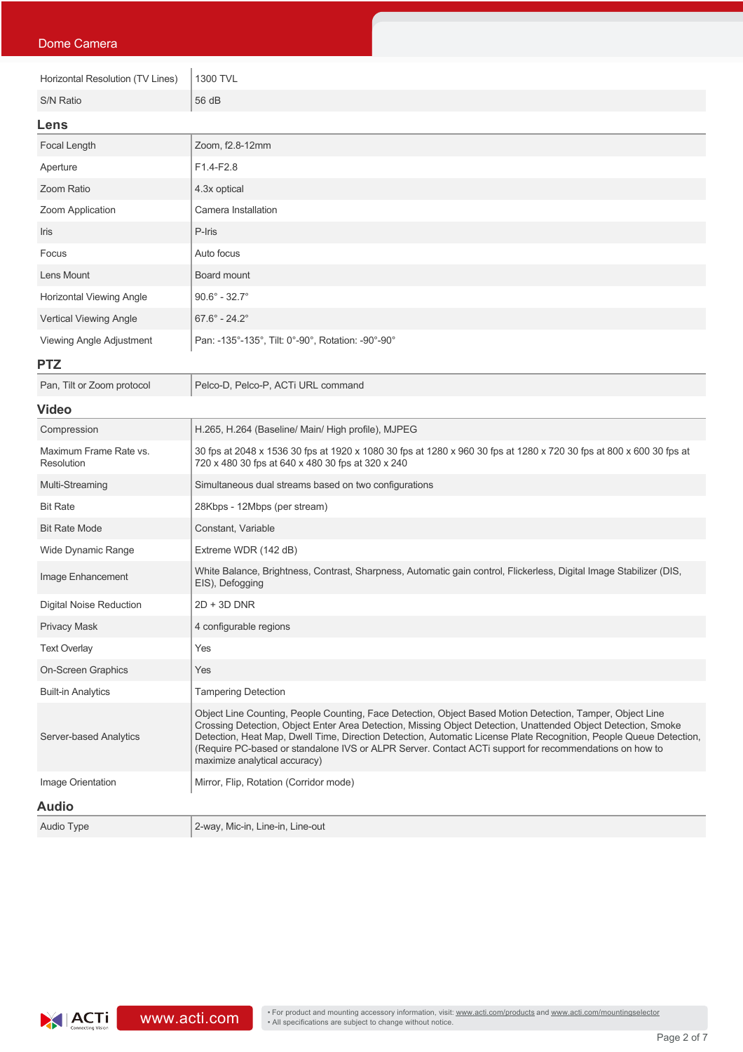| | |
|---|---|
| Horizontal Resolution (TV Lines) | 1300 TVL |
| S/N Ratio | 56 dB |

## Lens

| | |
|---|---|
| Focal Length | Zoom, f2.8-12mm |
| Aperture | F1.4-F2.8 |
| Zoom Ratio | 4.3x optical |
| Zoom Application | Camera Installation |
| Iris | P-Iris |
| Focus | Auto focus |
| Lens Mount | Board mount |
| Horizontal Viewing Angle | 90.6° - 32.7° |
| Vertical Viewing Angle | 67.6° - 24.2° |
| Viewing Angle Adjustment | Pan: -135°-135°, Tilt: 0°-90°, Rotation: -90°-90° |

## PTZ

| | |
|---|---|
| Pan, Tilt or Zoom protocol | Pelco-D, Pelco-P, ACTi URL command |

## Video

| | |
|---|---|
| Compression | H.265, H.264 (Baseline/ Main/ High profile), MJPEG |
| Maximum Frame Rate vs. Resolution | 30 fps at 2048 x 1536 30 fps at 1920 x 1080 30 fps at 1280 x 960 30 fps at 1280 x 720 30 fps at 800 x 600 30 fps at 720 x 480 30 fps at 640 x 480 30 fps at 320 x 240 |
| Multi-Streaming | Simultaneous dual streams based on two configurations |
| Bit Rate | 28Kbps - 12Mbps (per stream) |
| Bit Rate Mode | Constant, Variable |
| Wide Dynamic Range | Extreme WDR (142 dB) |
| Image Enhancement | White Balance, Brightness, Contrast, Sharpness, Automatic gain control, Flickerless, Digital Image Stabilizer (DIS, EIS), Defogging |
| Digital Noise Reduction | 2D + 3D DNR |
| Privacy Mask | 4 configurable regions |
| Text Overlay | Yes |
| On-Screen Graphics | Yes |
| Built-in Analytics | Tampering Detection |
| Server-based Analytics | Object Line Counting, People Counting, Face Detection, Object Based Motion Detection, Tamper, Object Line Crossing Detection, Object Enter Area Detection, Missing Object Detection, Unattended Object Detection, Smoke Detection, Heat Map, Dwell Time, Direction Detection, Automatic License Plate Recognition, People Queue Detection, (Require PC-based or standalone IVS or ALPR Server. Contact ACTi support for recommendations on how to maximize analytical accuracy) |
| Image Orientation | Mirror, Flip, Rotation (Corridor mode) |

## Audio

| | |
|---|---|
| Audio Type | 2-way, Mic-in, Line-in, Line-out |

www.acti.com

- For product and mounting accessory information, visit: www.acti.com/products and www.acti.com/mountingselector
- All specifications are subject to change without notice.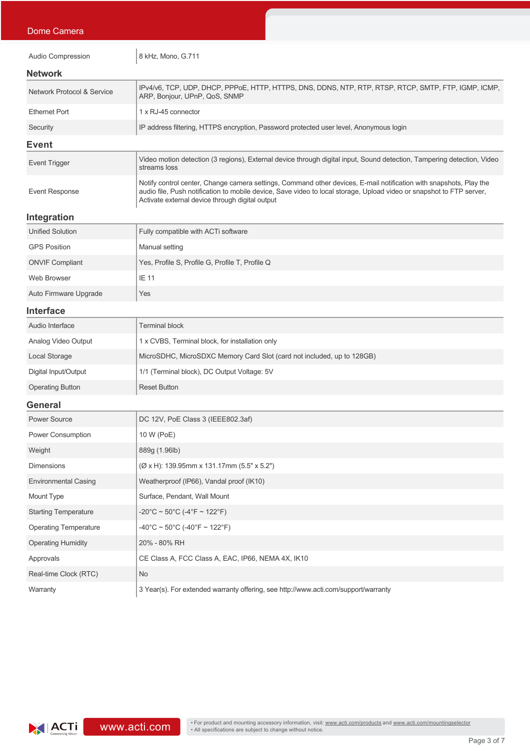| | |
|---|---|
| Audio Compression | 8 kHz, Mono, G.711 |

## Network

| | |
|---|---|
| Network Protocol & Service | IPv4/v6, TCP, UDP, DHCP, PPPoE, HTTP, HTTPS, DNS, DDNS, NTP, RTP, RTSP, RTCP, SMTP, FTP, IGMP, ICMP, ARP, Bonjour, UPnP, QoS, SNMP |
| Ethernet Port | 1 x RJ-45 connector |
| Security | IP address filtering, HTTPS encryption, Password protected user level, Anonymous login |

## Event

| | |
|---|---|
| Event Trigger | Video motion detection (3 regions), External device through digital input, Sound detection, Tampering detection, Video streams loss |
| Event Response | Notify control center, Change camera settings, Command other devices, E-mail notification with snapshots, Play the audio file, Push notification to mobile device, Save video to local storage, Upload video or snapshot to FTP server, Activate external device through digital output |

## Integration

| | |
|---|---|
| Unified Solution | Fully compatible with ACTi software |
| GPS Position | Manual setting |
| ONVIF Compliant | Yes, Profile S, Profile G, Profile T, Profile Q |
| Web Browser | IE 11 |
| Auto Firmware Upgrade | Yes |

## Interface

| | |
|---|---|
| Audio Interface | Terminal block |
| Analog Video Output | 1 x CVBS, Terminal block, for installation only |
| Local Storage | MicroSDHC, MicroSDXC Memory Card Slot (card not included, up to 128GB) |
| Digital Input/Output | 1/1 (Terminal block), DC Output Voltage: 5V |
| Operating Button | Reset Button |

## General

| | |
|---|---|
| Power Source | DC 12V, PoE Class 3 (IEEE802.3af) |
| Power Consumption | 10 W (PoE) |
| Weight | 889g (1.96lb) |
| Dimensions | (Ø x H): 139.95mm x 131.17mm (5.5" x 5.2") |
| Environmental Casing | Weatherproof (IP66), Vandal proof (IK10) |
| Mount Type | Surface, Pendant, Wall Mount |
| Starting Temperature | -20°C ~ 50°C (-4°F ~ 122°F) |
| Operating Temperature | -40°C ~ 50°C (-40°F ~ 122°F) |
| Operating Humidity | 20% - 80% RH |
| Approvals | CE Class A, FCC Class A, EAC, IP66, NEMA 4X, IK10 |
| Real-time Clock (RTC) | No |
| Warranty | 3 Year(s). For extended warranty offering, see http://www.acti.com/support/warranty |

www.acti.com

- For product and mounting accessory information, visit: www.acti.com/products and www.acti.com/mountingselector
- All specifications are subject to change without notice.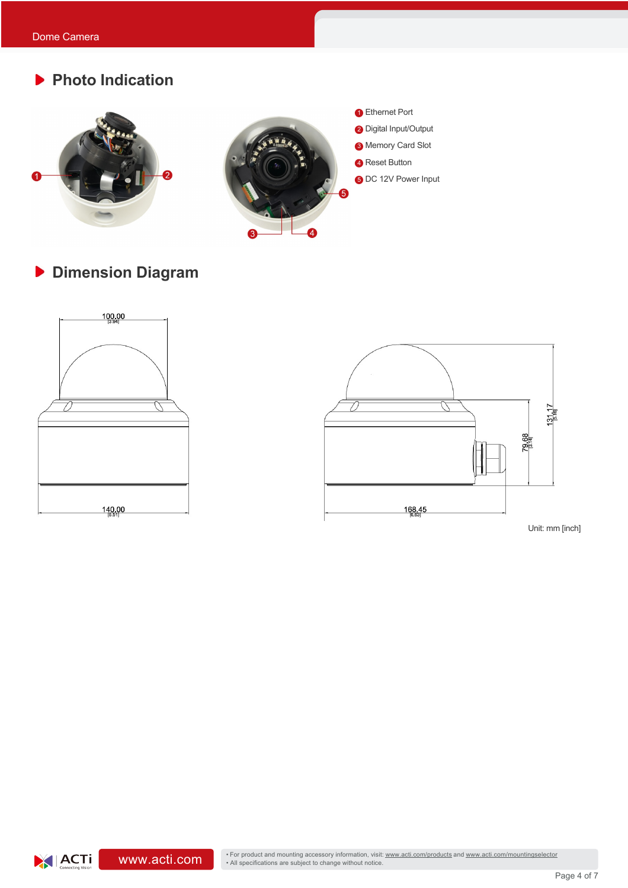## Photo Indication

1. Ethernet Port
2. Digital Input/Output
3. Memory Card Slot
4. Reset Button
5. DC 12V Power Input

## Dimension Diagram

100.00
[3.94]

140.00
[5.51]

168.45
[6.63]

79.68
[3.14]

131.17
[5.16]

Unit: mm [inch]

• For product and mounting accessory information, visit: www.acti.com/products and www.acti.com/mountingselector
• All specifications are subject to change without notice.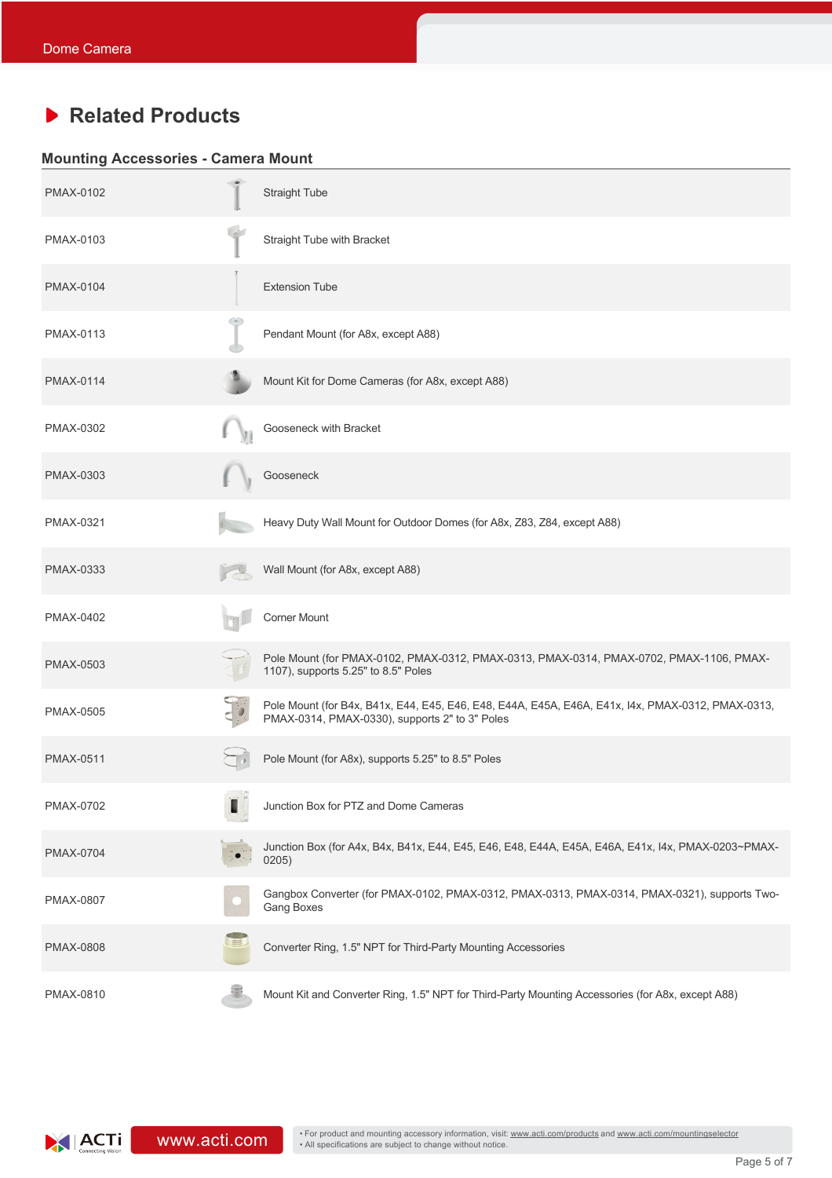# Related Products

## Mounting Accessories - Camera Mount

| | |
|---|---|
| PMAX-0102 | Straight Tube |
| PMAX-0103 | Straight Tube with Bracket |
| PMAX-0104 | Extension Tube |
| PMAX-0113 | Pendant Mount (for A8x, except A88) |
| PMAX-0114 | Mount Kit for Dome Cameras (for A8x, except A88) |
| PMAX-0302 | Gooseneck with Bracket |
| PMAX-0303 | Gooseneck |
| PMAX-0321 | Heavy Duty Wall Mount for Outdoor Domes (for A8x, Z83, Z84, except A88) |
| PMAX-0333 | Wall Mount (for A8x, except A88) |
| PMAX-0402 | Corner Mount |
| PMAX-0503 | Pole Mount (for PMAX-0102, PMAX-0312, PMAX-0313, PMAX-0314, PMAX-0702, PMAX-1106, PMAX-1107), supports 5.25" to 8.5" Poles |
| PMAX-0505 | Pole Mount (for B4x, B41x, E44, E45, E46, E48, E44A, E45A, E46A, E41x, I4x, PMAX-0312, PMAX-0313, PMAX-0314, PMAX-0330), supports 2" to 3" Poles |
| PMAX-0511 | Pole Mount (for A8x), supports 5.25" to 8.5" Poles |
| PMAX-0702 | Junction Box for PTZ and Dome Cameras |
| PMAX-0704 | Junction Box (for A4x, B4x, B41x, E44, E45, E46, E48, E44A, E45A, E46A, E41x, I4x, PMAX-0203~PMAX-0205) |
| PMAX-0807 | Gangbox Converter (for PMAX-0102, PMAX-0312, PMAX-0313, PMAX-0314, PMAX-0321), supports Two-Gang Boxes |
| PMAX-0808 | Converter Ring, 1.5" NPT for Third-Party Mounting Accessories |
| PMAX-0810 | Mount Kit and Converter Ring, 1.5" NPT for Third-Party Mounting Accessories (for A8x, except A88) |

- For product and mounting accessory information, visit: www.acti.com/products and www.acti.com/mountingselector
- All specifications are subject to change without notice.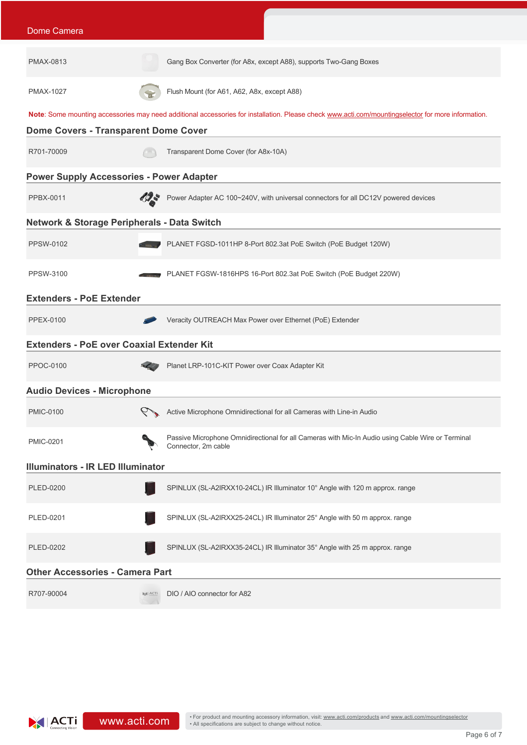| | |
|---|---|
| PMAX-0813 | Gang Box Converter (for A8x, except A88), supports Two-Gang Boxes |
| PMAX-1027 | Flush Mount (for A61, A62, A8x, except A88) |

**Note**: Some mounting accessories may need additional accessories for installation. Please check www.acti.com/mountingselector for more information.

## Dome Covers - Transparent Dome Cover

| | |
|---|---|
| R701-70009 | Transparent Dome Cover (for A8x-10A) |

## Power Supply Accessories - Power Adapter

| | |
|---|---|
| PPBX-0011 | Power Adapter AC 100~240V, with universal connectors for all DC12V powered devices |

## Network & Storage Peripherals - Data Switch

| | |
|---|---|
| PPSW-0102 | PLANET FGSD-1011HP 8-Port 802.3at PoE Switch (PoE Budget 120W) |
| PPSW-3100 | PLANET FGSW-1816HPS 16-Port 802.3at PoE Switch (PoE Budget 220W) |

## Extenders - PoE Extender

| | |
|---|---|
| PPEX-0100 | Veracity OUTREACH Max Power over Ethernet (PoE) Extender |

## Extenders - PoE over Coaxial Extender Kit

| | |
|---|---|
| PPOC-0100 | Planet LRP-101C-KIT Power over Coax Adapter Kit |

## Audio Devices - Microphone

| | |
|---|---|
| PMIC-0100 | Active Microphone Omnidirectional for all Cameras with Line-in Audio |
| PMIC-0201 | Passive Microphone Omnidirectional for all Cameras with Mic-In Audio using Cable Wire or Terminal Connector, 2m cable |

## Illuminators - IR LED Illuminator

| | |
|---|---|
| PLED-0200 | SPINLUX (SL-A2IRXX10-24CL) IR Illuminator 10° Angle with 120 m approx. range |
| PLED-0201 | SPINLUX (SL-A2IRXX25-24CL) IR Illuminator 25° Angle with 50 m approx. range |
| PLED-0202 | SPINLUX (SL-A2IRXX35-24CL) IR Illuminator 35° Angle with 25 m approx. range |

## Other Accessories - Camera Part

| | |
|---|---|
| R707-90004 | DIO / AIO connector for A82 |

- For product and mounting accessory information, visit: www.acti.com/products and www.acti.com/mountingselector
- All specifications are subject to change without notice.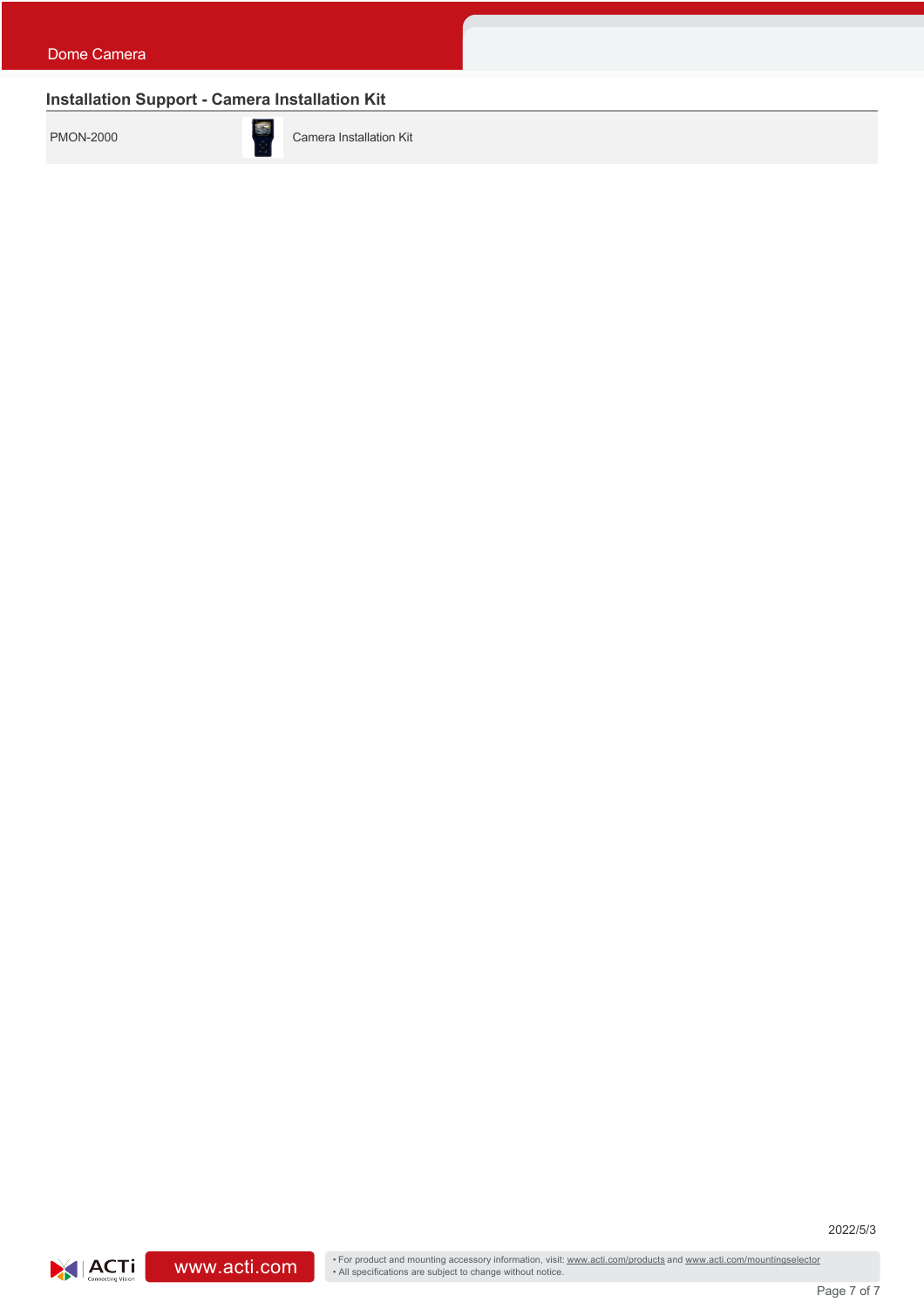## Installation Support - Camera Installation Kit

| | |
|---|---|
| PMON-2000 | Camera Installation Kit |

2022/5/3

• For product and mounting accessory information, visit: www.acti.com/products and www.acti.com/mountingselector
• All specifications are subject to change without notice.